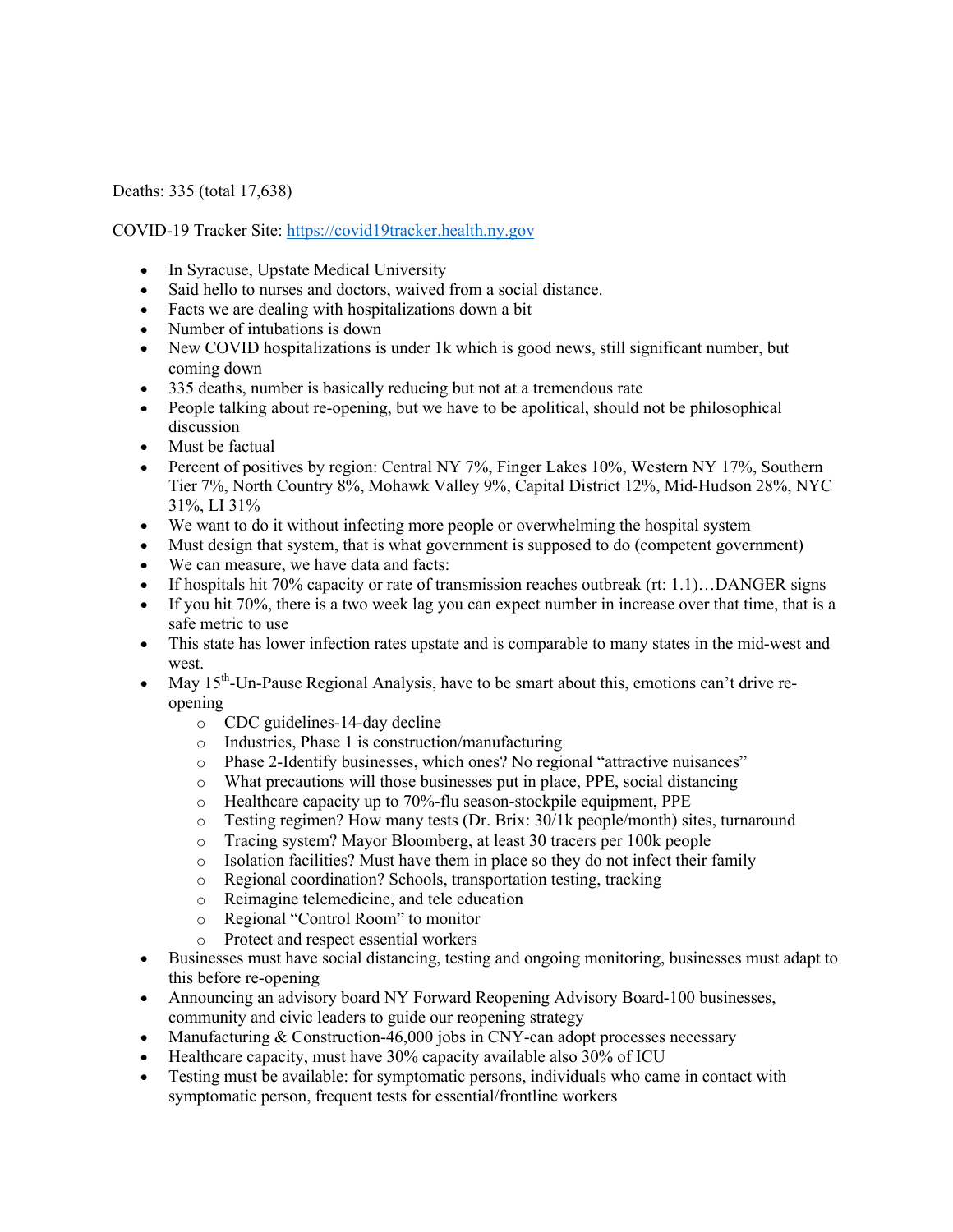Deaths: 335 (total 17,638)

COVID-19 Tracker Site: https://covid19tracker.health.ny.gov

- In Syracuse, Upstate Medical University
- Said hello to nurses and doctors, waived from a social distance.
- Facts we are dealing with hospitalizations down a bit
- Number of intubations is down
- New COVID hospitalizations is under 1k which is good news, still significant number, but coming down
- 335 deaths, number is basically reducing but not at a tremendous rate
- People talking about re-opening, but we have to be apolitical, should not be philosophical discussion
- Must be factual
- Percent of positives by region: Central NY 7%, Finger Lakes 10%, Western NY 17%, Southern Tier 7%, North Country 8%, Mohawk Valley 9%, Capital District 12%, Mid-Hudson 28%, NYC 31%, LI 31%
- We want to do it without infecting more people or overwhelming the hospital system
- Must design that system, that is what government is supposed to do (competent government)
- We can measure, we have data and facts:
- If hospitals hit 70% capacity or rate of transmission reaches outbreak (rt: 1.1)…DANGER signs
- If you hit 70%, there is a two week lag you can expect number in increase over that time, that is a safe metric to use
- This state has lower infection rates upstate and is comparable to many states in the mid-west and west.
- May 15th-Un-Pause Regional Analysis, have to be smart about this, emotions can't drive re-opening
  - CDC guidelines-14-day decline
  - Industries, Phase 1 is construction/manufacturing
  - Phase 2-Identify businesses, which ones? No regional "attractive nuisances"
  - What precautions will those businesses put in place, PPE, social distancing
  - Healthcare capacity up to 70%-flu season-stockpile equipment, PPE
  - Testing regimen? How many tests (Dr. Brix: 30/1k people/month) sites, turnaround
  - Tracing system? Mayor Bloomberg, at least 30 tracers per 100k people
  - Isolation facilities? Must have them in place so they do not infect their family
  - Regional coordination? Schools, transportation testing, tracking
  - Reimagine telemedicine, and tele education
  - Regional "Control Room" to monitor
  - Protect and respect essential workers
- Businesses must have social distancing, testing and ongoing monitoring, businesses must adapt to this before re-opening
- Announcing an advisory board NY Forward Reopening Advisory Board-100 businesses, community and civic leaders to guide our reopening strategy
- Manufacturing & Construction-46,000 jobs in CNY-can adopt processes necessary
- Healthcare capacity, must have 30% capacity available also 30% of ICU
- Testing must be available: for symptomatic persons, individuals who came in contact with symptomatic person, frequent tests for essential/frontline workers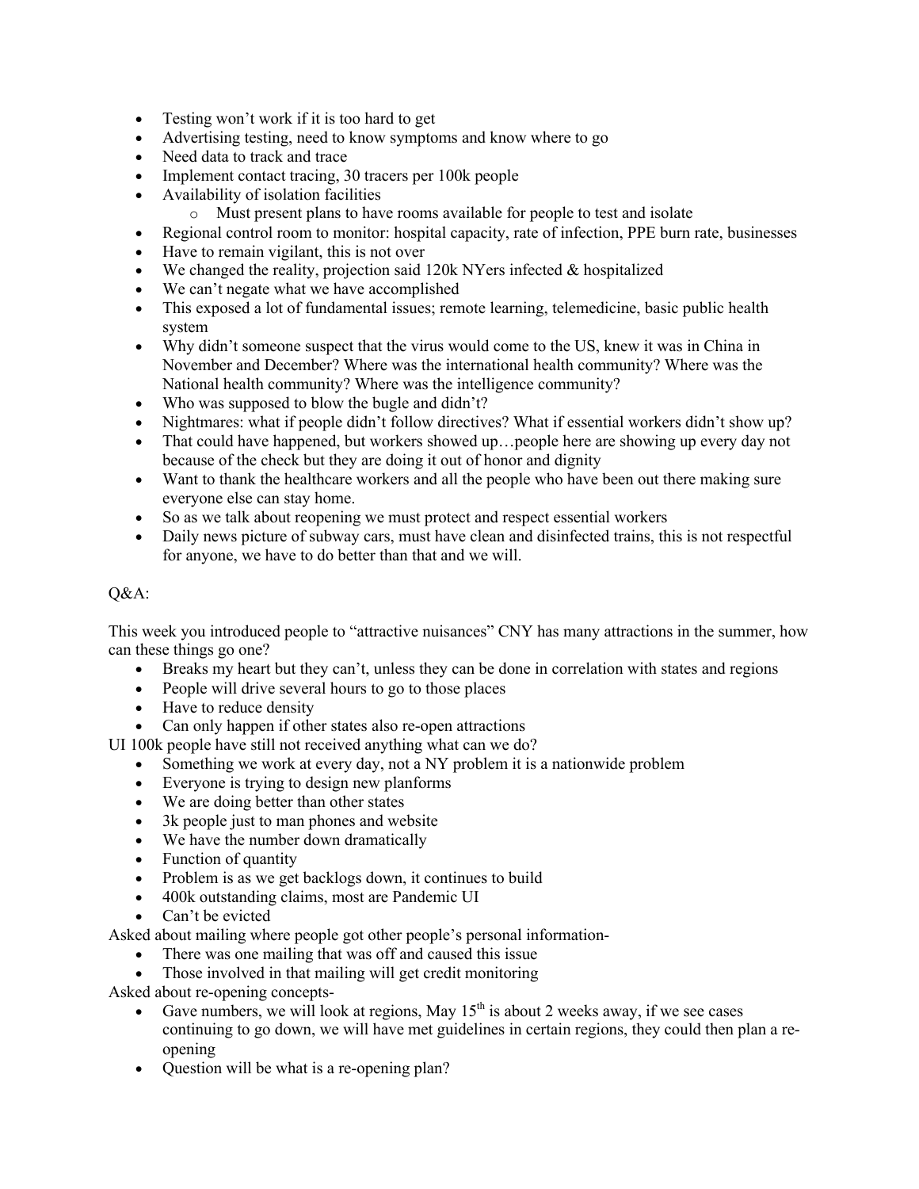- Testing won't work if it is too hard to get
- Advertising testing, need to know symptoms and know where to go
- Need data to track and trace
- Implement contact tracing, 30 tracers per 100k people
- Availability of isolation facilities
  - Must present plans to have rooms available for people to test and isolate
- Regional control room to monitor: hospital capacity, rate of infection, PPE burn rate, businesses
- Have to remain vigilant, this is not over
- We changed the reality, projection said 120k NYers infected & hospitalized
- We can't negate what we have accomplished
- This exposed a lot of fundamental issues; remote learning, telemedicine, basic public health system
- Why didn't someone suspect that the virus would come to the US, knew it was in China in November and December? Where was the international health community? Where was the National health community? Where was the intelligence community?
- Who was supposed to blow the bugle and didn't?
- Nightmares: what if people didn't follow directives? What if essential workers didn't show up?
- That could have happened, but workers showed up…people here are showing up every day not because of the check but they are doing it out of honor and dignity
- Want to thank the healthcare workers and all the people who have been out there making sure everyone else can stay home.
- So as we talk about reopening we must protect and respect essential workers
- Daily news picture of subway cars, must have clean and disinfected trains, this is not respectful for anyone, we have to do better than that and we will.

Q&A:

This week you introduced people to "attractive nuisances" CNY has many attractions in the summer, how can these things go one?

- Breaks my heart but they can't, unless they can be done in correlation with states and regions
- People will drive several hours to go to those places
- Have to reduce density
- Can only happen if other states also re-open attractions

UI 100k people have still not received anything what can we do?

- Something we work at every day, not a NY problem it is a nationwide problem
- Everyone is trying to design new planforms
- We are doing better than other states
- 3k people just to man phones and website
- We have the number down dramatically
- Function of quantity
- Problem is as we get backlogs down, it continues to build
- 400k outstanding claims, most are Pandemic UI
- Can't be evicted

Asked about mailing where people got other people's personal information-

- There was one mailing that was off and caused this issue
- Those involved in that mailing will get credit monitoring

Asked about re-opening concepts-

- Gave numbers, we will look at regions, May 15th is about 2 weeks away, if we see cases continuing to go down, we will have met guidelines in certain regions, they could then plan a re-opening
- Question will be what is a re-opening plan?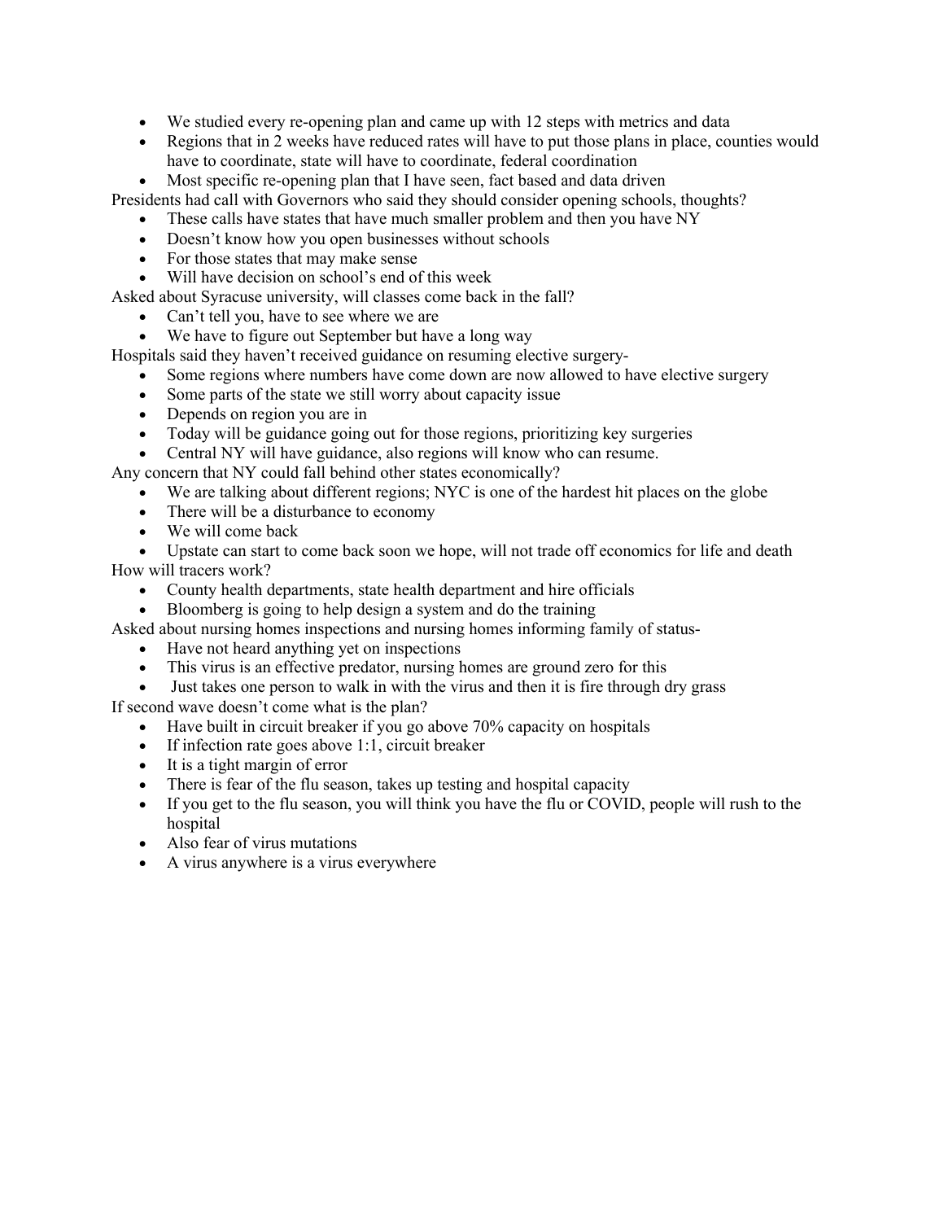- We studied every re-opening plan and came up with 12 steps with metrics and data
- Regions that in 2 weeks have reduced rates will have to put those plans in place, counties would have to coordinate, state will have to coordinate, federal coordination
- Most specific re-opening plan that I have seen, fact based and data driven

Presidents had call with Governors who said they should consider opening schools, thoughts?

- These calls have states that have much smaller problem and then you have NY
- Doesn't know how you open businesses without schools
- For those states that may make sense
- Will have decision on school's end of this week

Asked about Syracuse university, will classes come back in the fall?

- Can't tell you, have to see where we are
- We have to figure out September but have a long way

Hospitals said they haven't received guidance on resuming elective surgery-

- Some regions where numbers have come down are now allowed to have elective surgery
- Some parts of the state we still worry about capacity issue
- Depends on region you are in
- Today will be guidance going out for those regions, prioritizing key surgeries
- Central NY will have guidance, also regions will know who can resume.

Any concern that NY could fall behind other states economically?

- We are talking about different regions; NYC is one of the hardest hit places on the globe
- There will be a disturbance to economy
- We will come back
- Upstate can start to come back soon we hope, will not trade off economics for life and death

How will tracers work?

- County health departments, state health department and hire officials
- Bloomberg is going to help design a system and do the training

Asked about nursing homes inspections and nursing homes informing family of status-

- Have not heard anything yet on inspections
- This virus is an effective predator, nursing homes are ground zero for this
- Just takes one person to walk in with the virus and then it is fire through dry grass

If second wave doesn't come what is the plan?

- Have built in circuit breaker if you go above 70% capacity on hospitals
- If infection rate goes above 1:1, circuit breaker
- It is a tight margin of error
- There is fear of the flu season, takes up testing and hospital capacity
- If you get to the flu season, you will think you have the flu or COVID, people will rush to the hospital
- Also fear of virus mutations
- A virus anywhere is a virus everywhere